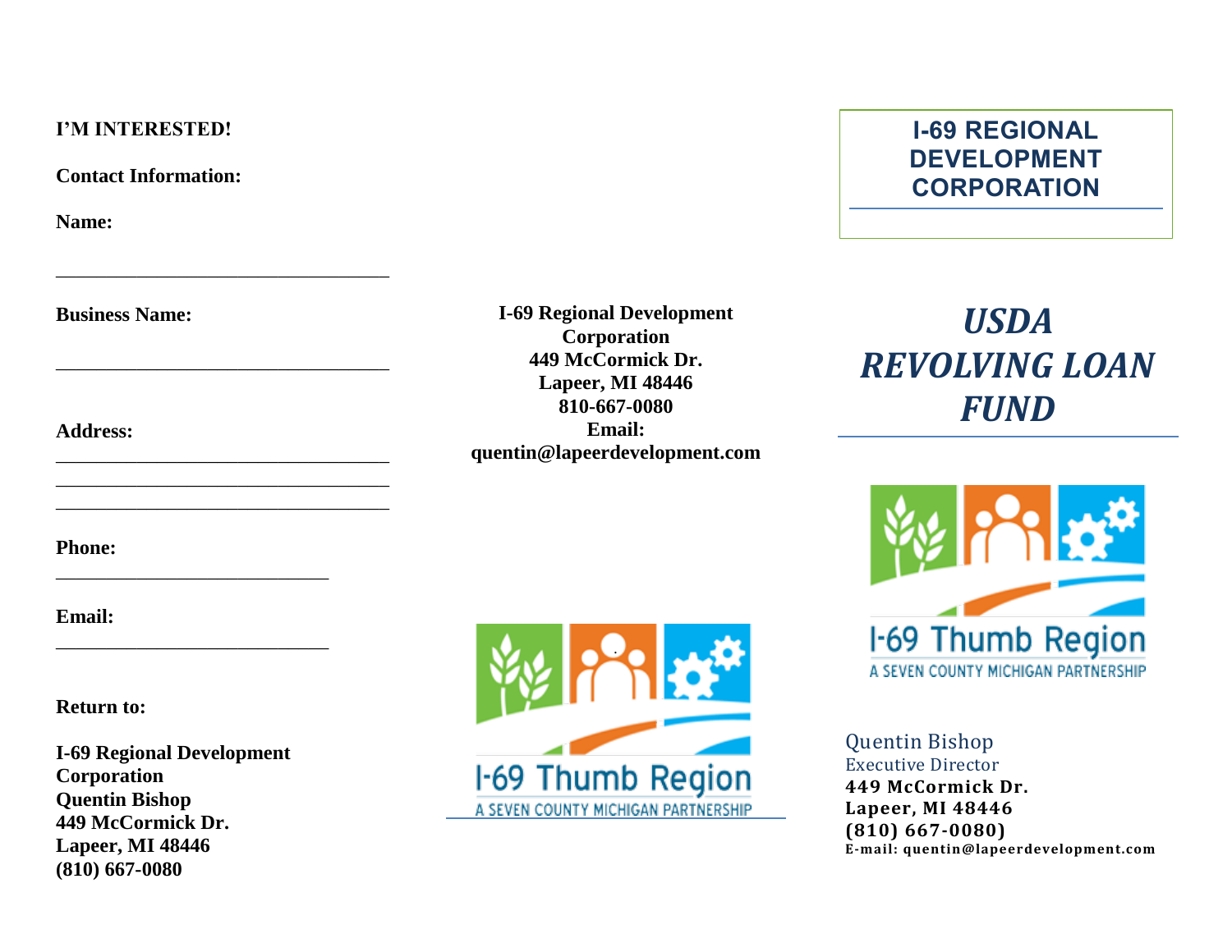**I'M INTERESTED!**

**Contact Information:**

**Name:**

___________________________________

**Business Name:**

___________________________________

**Address:**

___________________________________

___________________________________

___________________________________

**Phone:**

____________________________

**Email:**

____________________________

**Return to:**

**I-69 Regional Development Corporation**
**Quentin Bishop**
**449 McCormick Dr.**
**Lapeer, MI 48446**
**(810) 667-0080**

**I-69 Regional Development Corporation**
**449 McCormick Dr.**
**Lapeer, MI 48446**
**810-667-0080**
**Email:**
**quentin@lapeerdevelopment.com**

I-69 Thumb Region
A SEVEN COUNTY MICHIGAN PARTNERSHIP

# I-69 REGIONAL DEVELOPMENT CORPORATION

# *USDA REVOLVING LOAN FUND*

I-69 Thumb Region
A SEVEN COUNTY MICHIGAN PARTNERSHIP

Quentin Bishop
Executive Director
**449 McCormick Dr.**
**Lapeer, MI 48446**
**(810) 667-0080)**
**E-mail: quentin@lapeerdevelopment.com**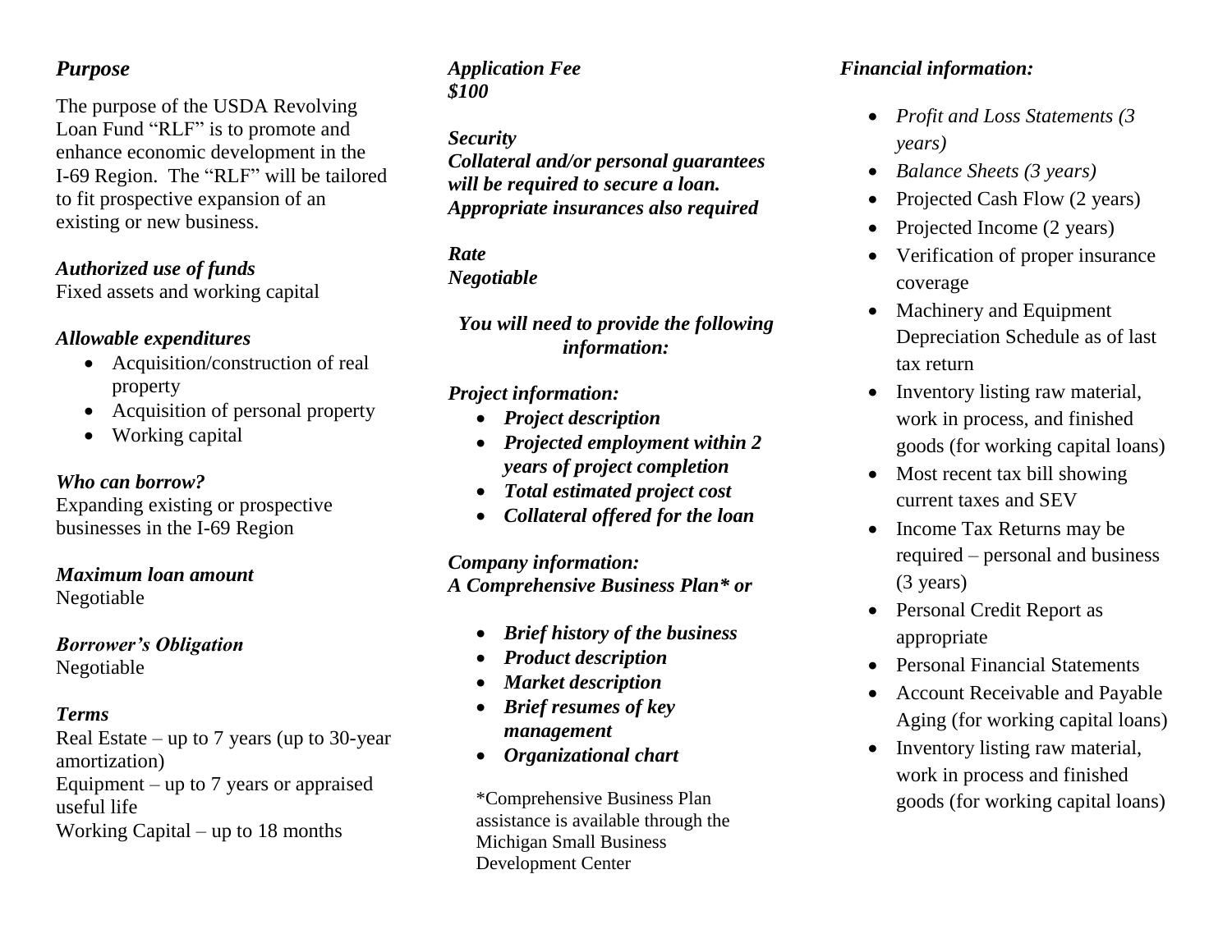### *Purpose*

The purpose of the USDA Revolving Loan Fund "RLF" is to promote and enhance economic development in the I-69 Region. The "RLF" will be tailored to fit prospective expansion of an existing or new business.

***Authorized use of funds***
Fixed assets and working capital

***Allowable expenditures***

- Acquisition/construction of real property
- Acquisition of personal property
- Working capital

***Who can borrow?***
Expanding existing or prospective businesses in the I-69 Region

***Maximum loan amount***
Negotiable

***Borrower's Obligation***
Negotiable

***Terms***
Real Estate – up to 7 years (up to 30-year amortization)
Equipment – up to 7 years or appraised useful life
Working Capital – up to 18 months

***Application Fee***
***$100***

***Security***
***Collateral and/or personal guarantees will be required to secure a loan. Appropriate insurances also required***

***Rate***
***Negotiable***

***You will need to provide the following information:***

***Project information:***

- ***Project description***
- ***Projected employment within 2 years of project completion***
- ***Total estimated project cost***
- ***Collateral offered for the loan***

***Company information:***
***A Comprehensive Business Plan* or***

- ***Brief history of the business***
- ***Product description***
- ***Market description***
- ***Brief resumes of key management***
- ***Organizational chart***

*Comprehensive Business Plan assistance is available through the Michigan Small Business Development Center

***Financial information:***

- *Profit and Loss Statements (3 years)*
- *Balance Sheets (3 years)*
- Projected Cash Flow (2 years)
- Projected Income (2 years)
- Verification of proper insurance coverage
- Machinery and Equipment Depreciation Schedule as of last tax return
- Inventory listing raw material, work in process, and finished goods (for working capital loans)
- Most recent tax bill showing current taxes and SEV
- Income Tax Returns may be required – personal and business (3 years)
- Personal Credit Report as appropriate
- Personal Financial Statements
- Account Receivable and Payable Aging (for working capital loans)
- Inventory listing raw material, work in process and finished goods (for working capital loans)